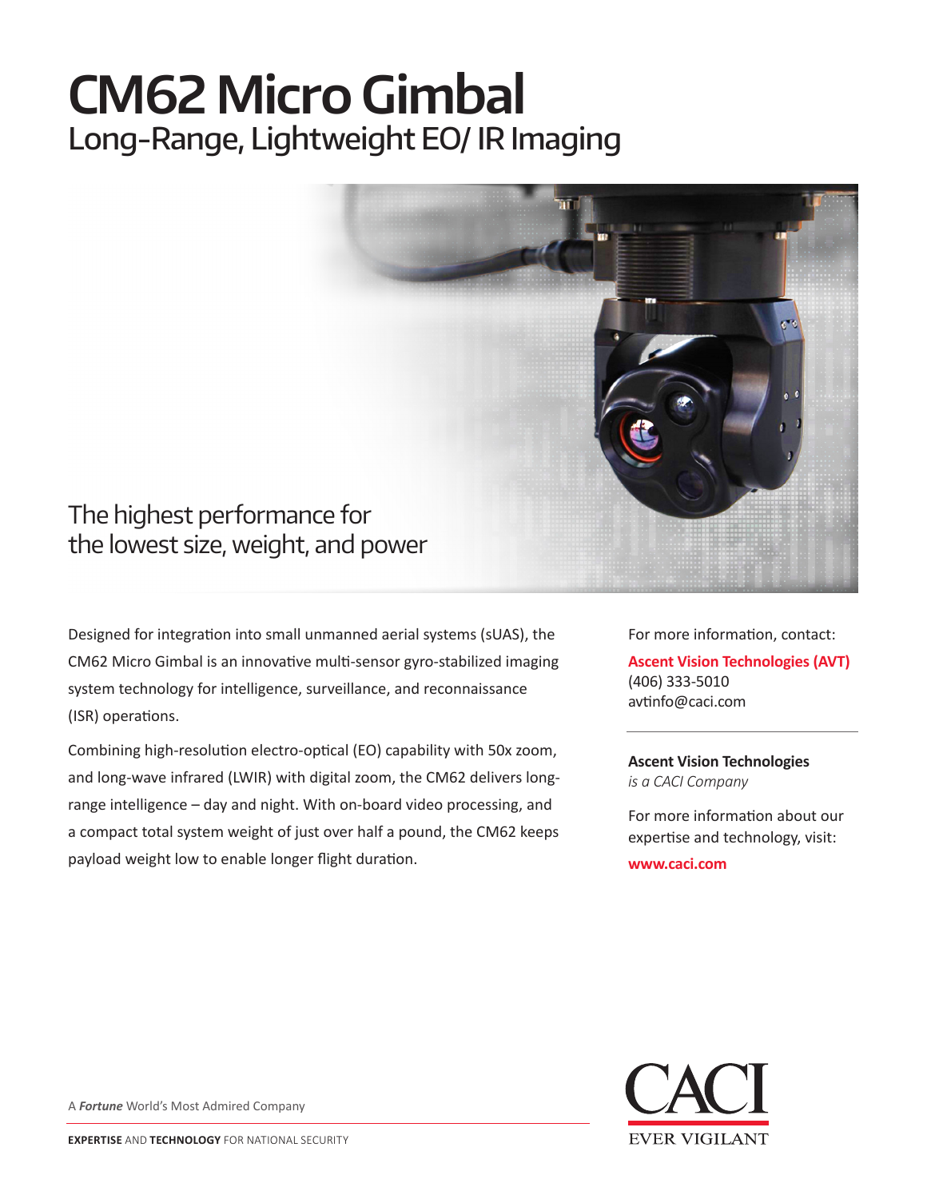# CM62 Micro Gimbal

## Long-Range, Lightweight EO/ IR Imaging

The highest performance for the lowest size, weight, and power

Designed for integration into small unmanned aerial systems (sUAS), the CM62 Micro Gimbal is an innovative multi-sensor gyro-stabilized imaging system technology for intelligence, surveillance, and reconnaissance (ISR) operations.

Combining high-resolution electro-optical (EO) capability with 50x zoom, and long-wave infrared (LWIR) with digital zoom, the CM62 delivers long-range intelligence – day and night. With on-board video processing, and a compact total system weight of just over half a pound, the CM62 keeps payload weight low to enable longer flight duration.

For more information, contact:

**Ascent Vision Technologies (AVT)**
(406) 333-5010
avtinfo@caci.com

**Ascent Vision Technologies**
*is a CACI Company*

For more information about our expertise and technology, visit:

**www.caci.com**

A ***Fortune*** World's Most Admired Company

**EXPERTISE** AND **TECHNOLOGY** FOR NATIONAL SECURITY

CACI
EVER VIGILANT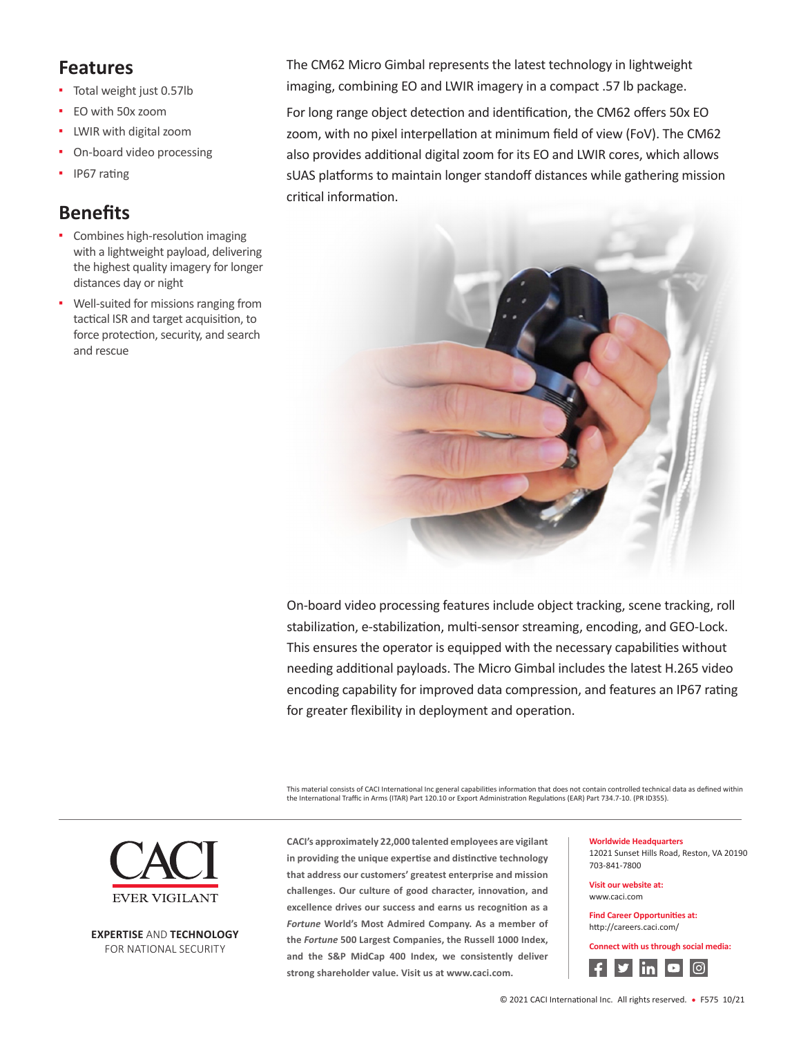## Features

- Total weight just 0.57lb
- EO with 50x zoom
- LWIR with digital zoom
- On-board video processing
- IP67 rating

## Benefits

- Combines high-resolution imaging with a lightweight payload, delivering the highest quality imagery for longer distances day or night
- Well-suited for missions ranging from tactical ISR and target acquisition, to force protection, security, and search and rescue

The CM62 Micro Gimbal represents the latest technology in lightweight imaging, combining EO and LWIR imagery in a compact .57 lb package.

For long range object detection and identification, the CM62 offers 50x EO zoom, with no pixel interpellation at minimum field of view (FoV). The CM62 also provides additional digital zoom for its EO and LWIR cores, which allows sUAS platforms to maintain longer standoff distances while gathering mission critical information.

On-board video processing features include object tracking, scene tracking, roll stabilization, e-stabilization, multi-sensor streaming, encoding, and GEO-Lock. This ensures the operator is equipped with the necessary capabilities without needing additional payloads. The Micro Gimbal includes the latest H.265 video encoding capability for improved data compression, and features an IP67 rating for greater flexibility in deployment and operation.

This material consists of CACI International Inc general capabilities information that does not contain controlled technical data as defined within the International Traffic in Arms (ITAR) Part 120.10 or Export Administration Regulations (EAR) Part 734.7-10. (PR ID355).

CACI
EVER VIGILANT

**EXPERTISE** AND **TECHNOLOGY**
FOR NATIONAL SECURITY

**CACI's approximately 22,000 talented employees are vigilant in providing the unique expertise and distinctive technology that address our customers' greatest enterprise and mission challenges. Our culture of good character, innovation, and excellence drives our success and earns us recognition as a *Fortune* World's Most Admired Company. As a member of the *Fortune* 500 Largest Companies, the Russell 1000 Index, and the S&P MidCap 400 Index, we consistently deliver strong shareholder value. Visit us at www.caci.com.**

**Worldwide Headquarters**
12021 Sunset Hills Road, Reston, VA 20190
703-841-7800

**Visit our website at:**
www.caci.com

**Find Career Opportunities at:**
http://careers.caci.com/

**Connect with us through social media:**

© 2021 CACI International Inc. All rights reserved. • F575 10/21